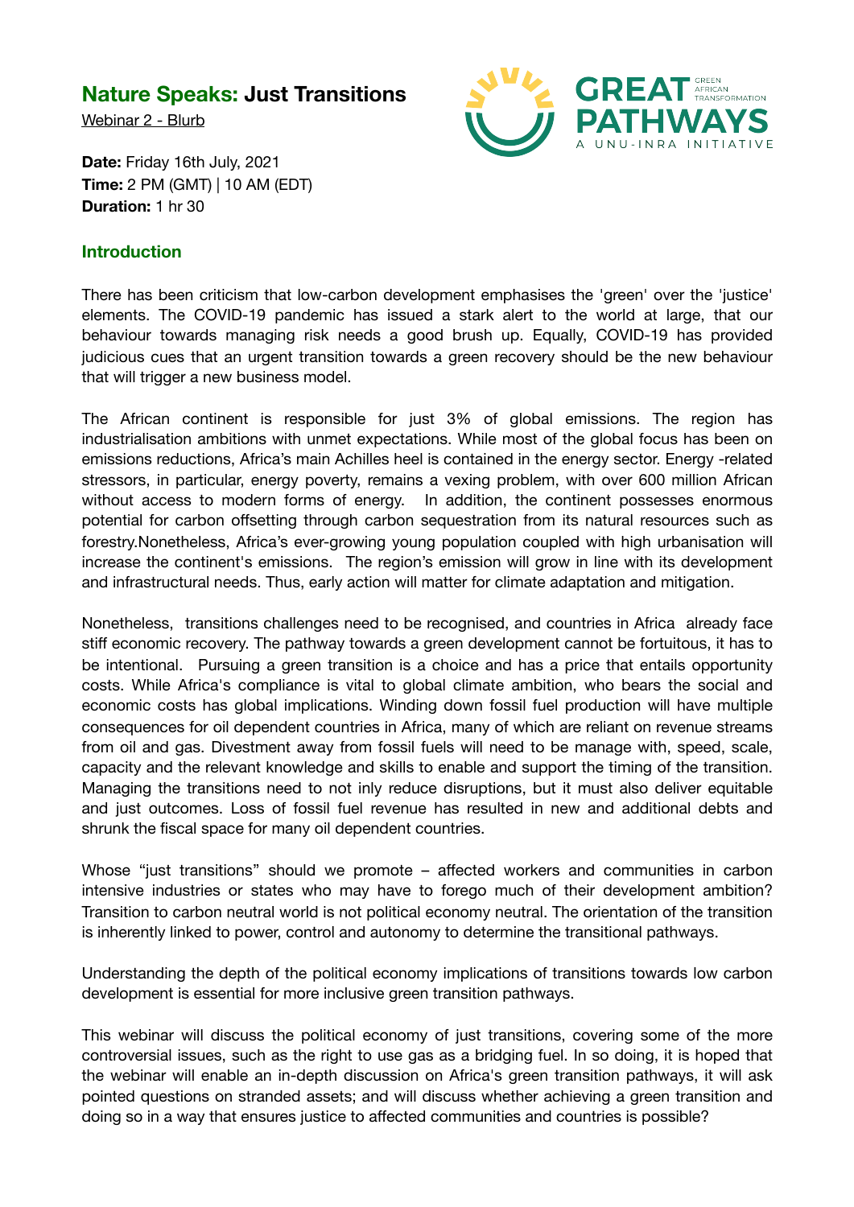# **Nature Speaks:** Just Transitions

Webinar 2 - Blurb

GREAT PATHWAYS — GREEN AFRICAN TRANSFORMATION — A UNU-INRA INITIATIVE

**Date:** Friday 16th July, 2021
**Time:** 2 PM (GMT) | 10 AM (EDT)
**Duration:** 1 hr 30

## Introduction

There has been criticism that low-carbon development emphasises the 'green' over the 'justice' elements. The COVID-19 pandemic has issued a stark alert to the world at large, that our behaviour towards managing risk needs a good brush up. Equally, COVID-19 has provided judicious cues that an urgent transition towards a green recovery should be the new behaviour that will trigger a new business model.

The African continent is responsible for just 3% of global emissions. The region has industrialisation ambitions with unmet expectations. While most of the global focus has been on emissions reductions, Africa's main Achilles heel is contained in the energy sector. Energy -related stressors, in particular, energy poverty, remains a vexing problem, with over 600 million African without access to modern forms of energy. In addition, the continent possesses enormous potential for carbon offsetting through carbon sequestration from its natural resources such as forestry.Nonetheless, Africa's ever-growing young population coupled with high urbanisation will increase the continent's emissions. The region's emission will grow in line with its development and infrastructural needs. Thus, early action will matter for climate adaptation and mitigation.

Nonetheless, transitions challenges need to be recognised, and countries in Africa already face stiff economic recovery. The pathway towards a green development cannot be fortuitous, it has to be intentional. Pursuing a green transition is a choice and has a price that entails opportunity costs. While Africa's compliance is vital to global climate ambition, who bears the social and economic costs has global implications. Winding down fossil fuel production will have multiple consequences for oil dependent countries in Africa, many of which are reliant on revenue streams from oil and gas. Divestment away from fossil fuels will need to be manage with, speed, scale, capacity and the relevant knowledge and skills to enable and support the timing of the transition. Managing the transitions need to not inly reduce disruptions, but it must also deliver equitable and just outcomes. Loss of fossil fuel revenue has resulted in new and additional debts and shrunk the fiscal space for many oil dependent countries.

Whose "just transitions" should we promote – affected workers and communities in carbon intensive industries or states who may have to forego much of their development ambition? Transition to carbon neutral world is not political economy neutral. The orientation of the transition is inherently linked to power, control and autonomy to determine the transitional pathways.

Understanding the depth of the political economy implications of transitions towards low carbon development is essential for more inclusive green transition pathways.

This webinar will discuss the political economy of just transitions, covering some of the more controversial issues, such as the right to use gas as a bridging fuel. In so doing, it is hoped that the webinar will enable an in-depth discussion on Africa's green transition pathways, it will ask pointed questions on stranded assets; and will discuss whether achieving a green transition and doing so in a way that ensures justice to affected communities and countries is possible?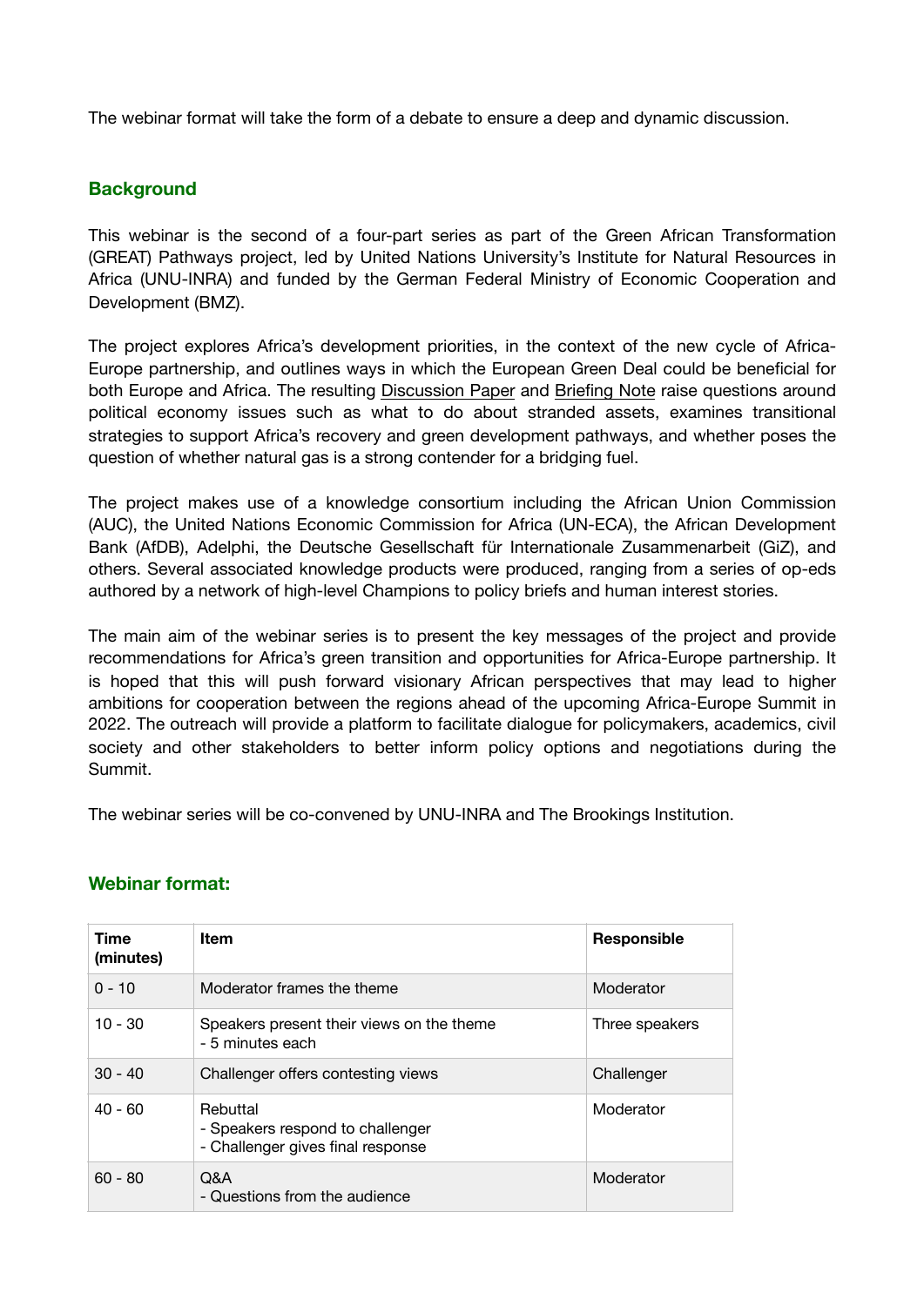The webinar format will take the form of a debate to ensure a deep and dynamic discussion.

## Background

This webinar is the second of a four-part series as part of the Green African Transformation (GREAT) Pathways project, led by United Nations University's Institute for Natural Resources in Africa (UNU-INRA) and funded by the German Federal Ministry of Economic Cooperation and Development (BMZ).

The project explores Africa's development priorities, in the context of the new cycle of Africa-Europe partnership, and outlines ways in which the European Green Deal could be beneficial for both Europe and Africa. The resulting Discussion Paper and Briefing Note raise questions around political economy issues such as what to do about stranded assets, examines transitional strategies to support Africa's recovery and green development pathways, and whether poses the question of whether natural gas is a strong contender for a bridging fuel.

The project makes use of a knowledge consortium including the African Union Commission (AUC), the United Nations Economic Commission for Africa (UN-ECA), the African Development Bank (AfDB), Adelphi, the Deutsche Gesellschaft für Internationale Zusammenarbeit (GiZ), and others. Several associated knowledge products were produced, ranging from a series of op-eds authored by a network of high-level Champions to policy briefs and human interest stories.

The main aim of the webinar series is to present the key messages of the project and provide recommendations for Africa's green transition and opportunities for Africa-Europe partnership. It is hoped that this will push forward visionary African perspectives that may lead to higher ambitions for cooperation between the regions ahead of the upcoming Africa-Europe Summit in 2022. The outreach will provide a platform to facilitate dialogue for policymakers, academics, civil society and other stakeholders to better inform policy options and negotiations during the Summit.

The webinar series will be co-convened by UNU-INRA and The Brookings Institution.

## Webinar format:

| Time (minutes) | Item | Responsible |
| --- | --- | --- |
| 0 - 10 | Moderator frames the theme | Moderator |
| 10 - 30 | Speakers present their views on the theme<br>- 5 minutes each | Three speakers |
| 30 - 40 | Challenger offers contesting views | Challenger |
| 40 - 60 | Rebuttal<br>- Speakers respond to challenger<br>- Challenger gives final response | Moderator |
| 60 - 80 | Q&A<br>- Questions from the audience | Moderator |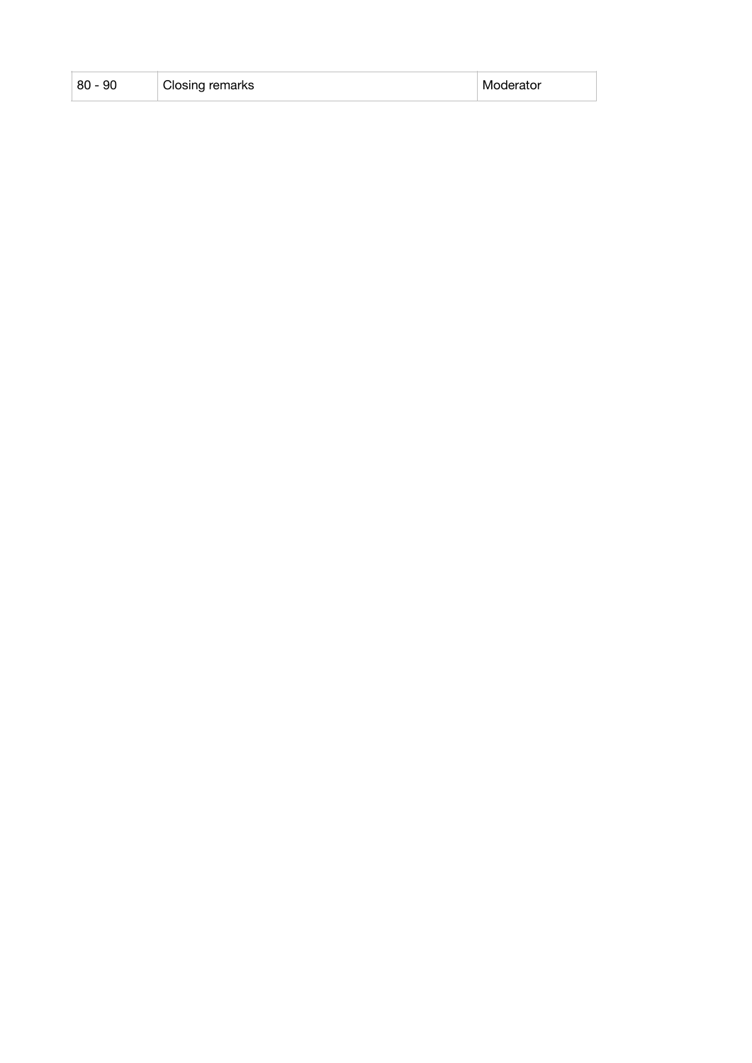| | | |
|---|---|---|
| 80 - 90 | Closing remarks | Moderator |